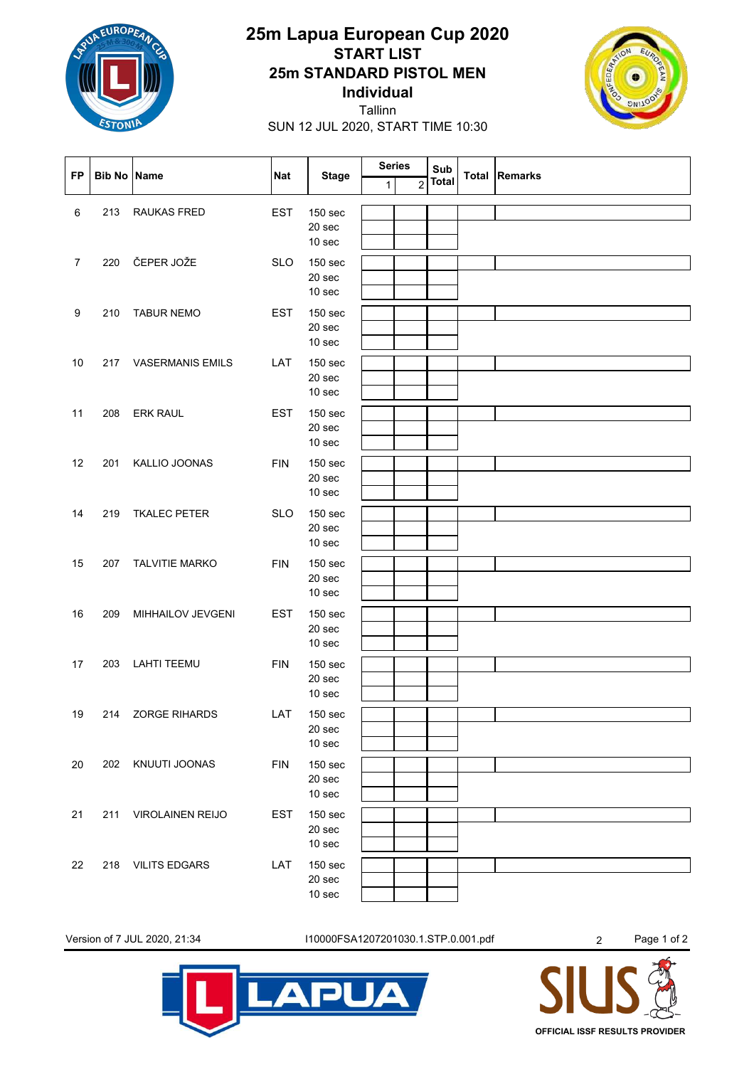# 25m Lapua European Cup 2020

## START LIST

## 25m STANDARD PISTOL MEN

## Individual

Tallinn

SUN 12 JUL 2020, START TIME 10:30

| FP | Bib No | Name | Nat | Stage | Series 1 | Series 2 | Sub Total | Total | Remarks |
|---|---|---|---|---|---|---|---|---|---|
| 6 | 213 | RAUKAS FRED | EST | 150 sec | | | | | |
| | | | | 20 sec | | | | | |
| | | | | 10 sec | | | | | |
| 7 | 220 | ČEPER JOŽE | SLO | 150 sec | | | | | |
| | | | | 20 sec | | | | | |
| | | | | 10 sec | | | | | |
| 9 | 210 | TABUR NEMO | EST | 150 sec | | | | | |
| | | | | 20 sec | | | | | |
| | | | | 10 sec | | | | | |
| 10 | 217 | VASERMANIS EMILS | LAT | 150 sec | | | | | |
| | | | | 20 sec | | | | | |
| | | | | 10 sec | | | | | |
| 11 | 208 | ERK RAUL | EST | 150 sec | | | | | |
| | | | | 20 sec | | | | | |
| | | | | 10 sec | | | | | |
| 12 | 201 | KALLIO JOONAS | FIN | 150 sec | | | | | |
| | | | | 20 sec | | | | | |
| | | | | 10 sec | | | | | |
| 14 | 219 | TKALEC PETER | SLO | 150 sec | | | | | |
| | | | | 20 sec | | | | | |
| | | | | 10 sec | | | | | |
| 15 | 207 | TALVITIE MARKO | FIN | 150 sec | | | | | |
| | | | | 20 sec | | | | | |
| | | | | 10 sec | | | | | |
| 16 | 209 | MIHHAILOV JEVGENI | EST | 150 sec | | | | | |
| | | | | 20 sec | | | | | |
| | | | | 10 sec | | | | | |
| 17 | 203 | LAHTI TEEMU | FIN | 150 sec | | | | | |
| | | | | 20 sec | | | | | |
| | | | | 10 sec | | | | | |
| 19 | 214 | ZORGE RIHARDS | LAT | 150 sec | | | | | |
| | | | | 20 sec | | | | | |
| | | | | 10 sec | | | | | |
| 20 | 202 | KNUUTI JOONAS | FIN | 150 sec | | | | | |
| | | | | 20 sec | | | | | |
| | | | | 10 sec | | | | | |
| 21 | 211 | VIROLAINEN REIJO | EST | 150 sec | | | | | |
| | | | | 20 sec | | | | | |
| | | | | 10 sec | | | | | |
| 22 | 218 | VILITS EDGARS | LAT | 150 sec | | | | | |
| | | | | 20 sec | | | | | |
| | | | | 10 sec | | | | | |

Version of 7 JUL 2020, 21:34 I10000FSA1207201030.1.STP.0.001.pdf 2

OFFICIAL ISSF RESULTS PROVIDER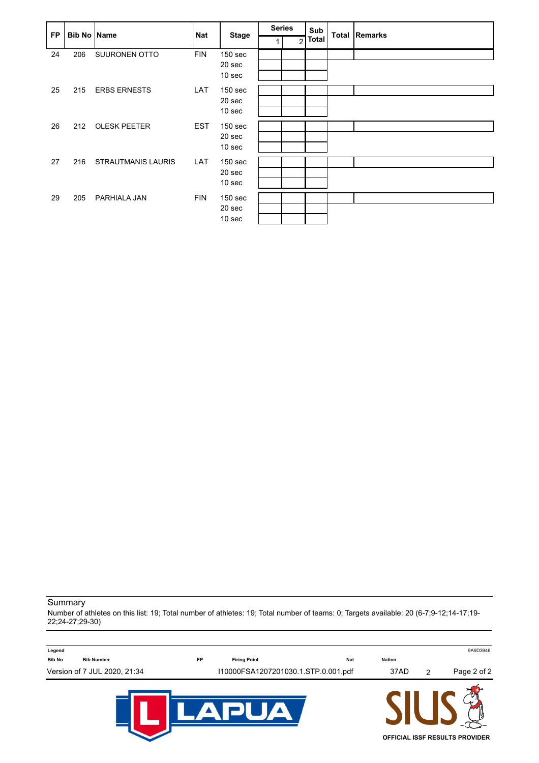| FP | Bib No | Name | Nat | Stage | Series | | Sub Total | Total | Remarks |
|---|---|---|---|---|---|---|---|---|---|
| | | | | | 1 | 2 | | | |
| 24 | 206 | SUURONEN OTTO | FIN | 150 sec | | | | | |
| | | | | 20 sec | | | | | |
| | | | | 10 sec | | | | | |
| 25 | 215 | ERBS ERNESTS | LAT | 150 sec | | | | | |
| | | | | 20 sec | | | | | |
| | | | | 10 sec | | | | | |
| 26 | 212 | OLESK PEETER | EST | 150 sec | | | | | |
| | | | | 20 sec | | | | | |
| | | | | 10 sec | | | | | |
| 27 | 216 | STRAUTMANIS LAURIS | LAT | 150 sec | | | | | |
| | | | | 20 sec | | | | | |
| | | | | 10 sec | | | | | |
| 29 | 205 | PARHIALA JAN | FIN | 150 sec | | | | | |
| | | | | 20 sec | | | | | |
| | | | | 10 sec | | | | | |

Summary

Number of athletes on this list: 19; Total number of athletes: 19; Total number of teams: 0; Targets available: 20 (6-7;9-12;14-17;19-22;24-27;29-30)

**Legend**

**Bib No** Bib Number **FP** Firing Point **Nat** Nation

9A9D3946

Version of 7 JUL 2020, 21:34 I10000FSA1207201030.1.STP.0.001.pdf 37AD 2

LAPUA

SIUS

OFFICIAL ISSF RESULTS PROVIDER